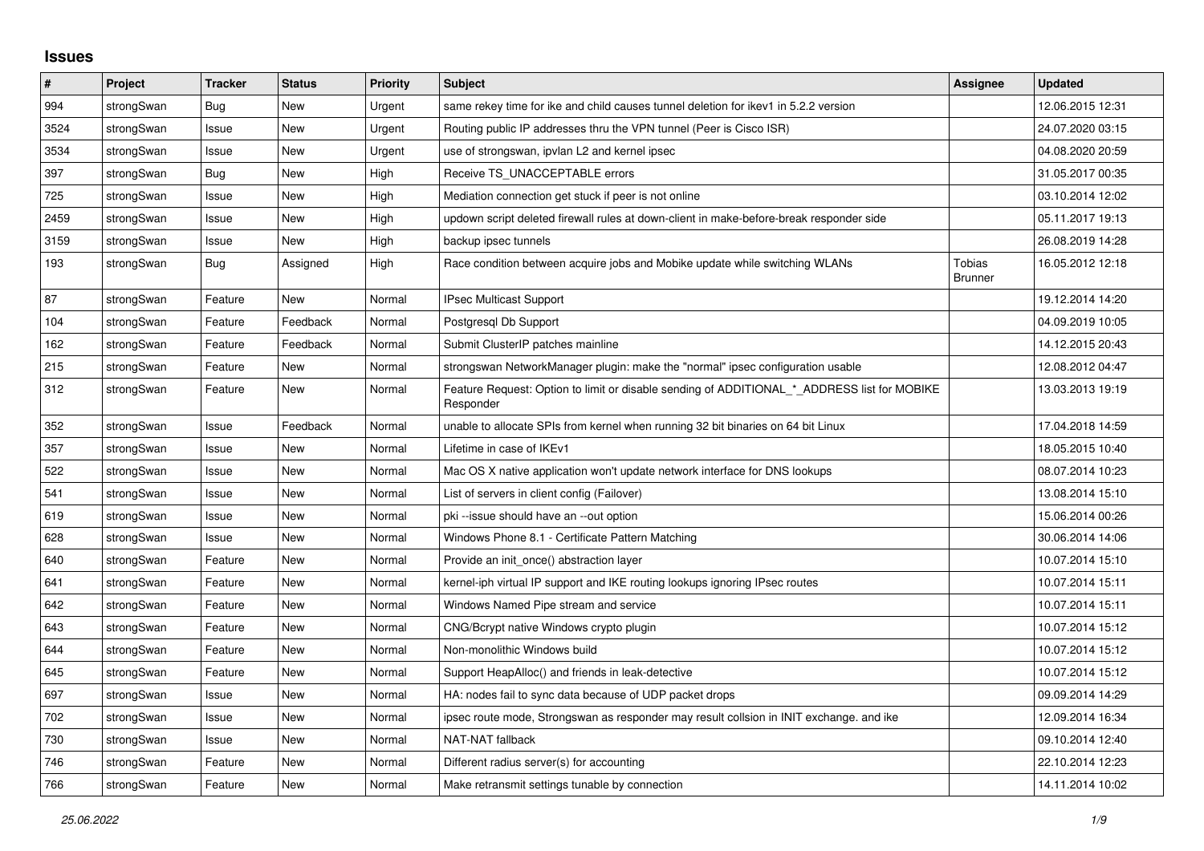## Issues

| # | Project | Tracker | Status | Priority | Subject | Assignee | Updated |
|---|---|---|---|---|---|---|---|
| 994 | strongSwan | Bug | New | Urgent | same rekey time for ike and child causes tunnel deletion for ikev1 in 5.2.2 version | | 12.06.2015 12:31 |
| 3524 | strongSwan | Issue | New | Urgent | Routing public IP addresses thru the VPN tunnel (Peer is Cisco ISR) | | 24.07.2020 03:15 |
| 3534 | strongSwan | Issue | New | Urgent | use of strongswan, ipvlan L2 and kernel ipsec | | 04.08.2020 20:59 |
| 397 | strongSwan | Bug | New | High | Receive TS_UNACCEPTABLE errors | | 31.05.2017 00:35 |
| 725 | strongSwan | Issue | New | High | Mediation connection get stuck if peer is not online | | 03.10.2014 12:02 |
| 2459 | strongSwan | Issue | New | High | updown script deleted firewall rules at down-client in make-before-break responder side | | 05.11.2017 19:13 |
| 3159 | strongSwan | Issue | New | High | backup ipsec tunnels | | 26.08.2019 14:28 |
| 193 | strongSwan | Bug | Assigned | High | Race condition between acquire jobs and Mobike update while switching WLANs | Tobias Brunner | 16.05.2012 12:18 |
| 87 | strongSwan | Feature | New | Normal | IPsec Multicast Support | | 19.12.2014 14:20 |
| 104 | strongSwan | Feature | Feedback | Normal | Postgresql Db Support | | 04.09.2019 10:05 |
| 162 | strongSwan | Feature | Feedback | Normal | Submit ClusterIP patches mainline | | 14.12.2015 20:43 |
| 215 | strongSwan | Feature | New | Normal | strongswan NetworkManager plugin: make the "normal" ipsec configuration usable | | 12.08.2012 04:47 |
| 312 | strongSwan | Feature | New | Normal | Feature Request: Option to limit or disable sending of ADDITIONAL_*_ADDRESS list for MOBIKE Responder | | 13.03.2013 19:19 |
| 352 | strongSwan | Issue | Feedback | Normal | unable to allocate SPIs from kernel when running 32 bit binaries on 64 bit Linux | | 17.04.2018 14:59 |
| 357 | strongSwan | Issue | New | Normal | Lifetime in case of IKEv1 | | 18.05.2015 10:40 |
| 522 | strongSwan | Issue | New | Normal | Mac OS X native application won't update network interface for DNS lookups | | 08.07.2014 10:23 |
| 541 | strongSwan | Issue | New | Normal | List of servers in client config (Failover) | | 13.08.2014 15:10 |
| 619 | strongSwan | Issue | New | Normal | pki --issue should have an --out option | | 15.06.2014 00:26 |
| 628 | strongSwan | Issue | New | Normal | Windows Phone 8.1 - Certificate Pattern Matching | | 30.06.2014 14:06 |
| 640 | strongSwan | Feature | New | Normal | Provide an init_once() abstraction layer | | 10.07.2014 15:10 |
| 641 | strongSwan | Feature | New | Normal | kernel-iph virtual IP support and IKE routing lookups ignoring IPsec routes | | 10.07.2014 15:11 |
| 642 | strongSwan | Feature | New | Normal | Windows Named Pipe stream and service | | 10.07.2014 15:11 |
| 643 | strongSwan | Feature | New | Normal | CNG/Bcrypt native Windows crypto plugin | | 10.07.2014 15:12 |
| 644 | strongSwan | Feature | New | Normal | Non-monolithic Windows build | | 10.07.2014 15:12 |
| 645 | strongSwan | Feature | New | Normal | Support HeapAlloc() and friends in leak-detective | | 10.07.2014 15:12 |
| 697 | strongSwan | Issue | New | Normal | HA: nodes fail to sync data because of UDP packet drops | | 09.09.2014 14:29 |
| 702 | strongSwan | Issue | New | Normal | ipsec route mode, Strongswan as responder may result collsion in INIT exchange. and ike | | 12.09.2014 16:34 |
| 730 | strongSwan | Issue | New | Normal | NAT-NAT fallback | | 09.10.2014 12:40 |
| 746 | strongSwan | Feature | New | Normal | Different radius server(s) for accounting | | 22.10.2014 12:23 |
| 766 | strongSwan | Feature | New | Normal | Make retransmit settings tunable by connection | | 14.11.2014 10:02 |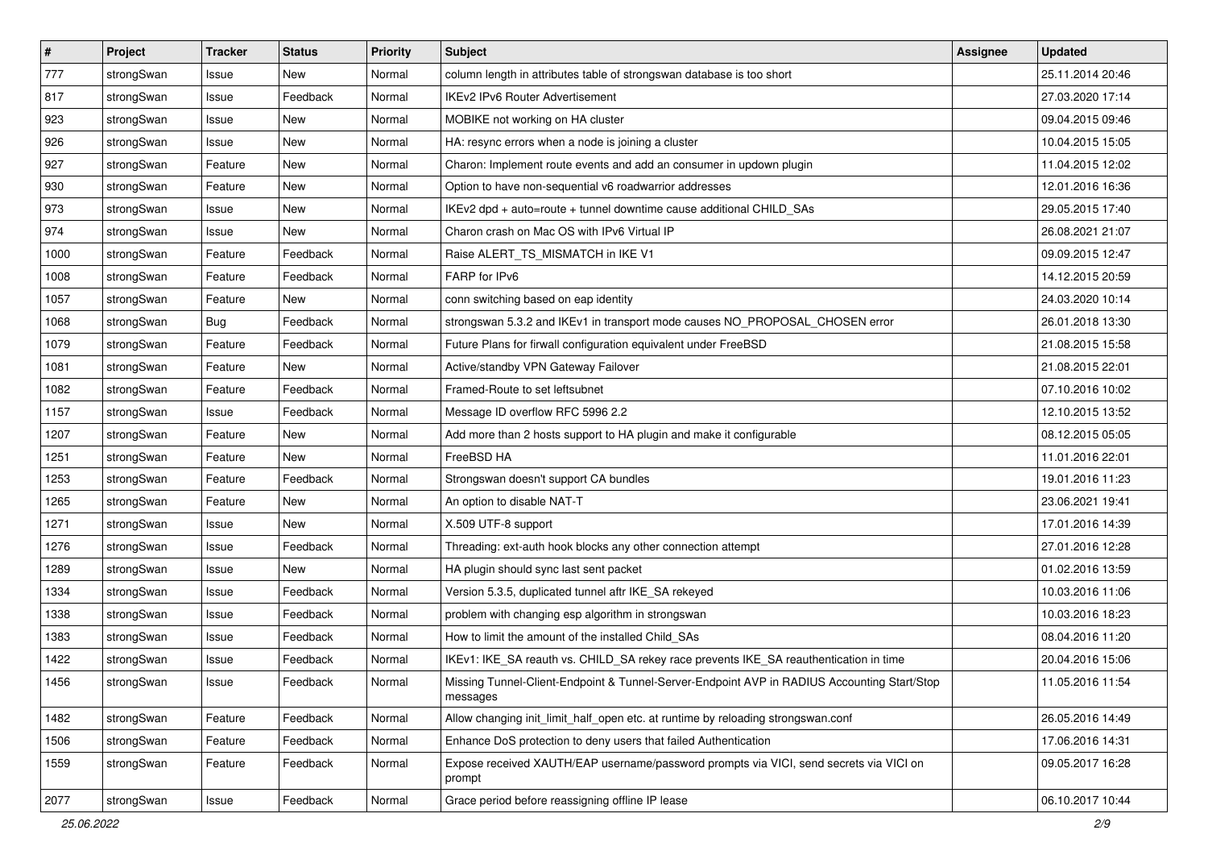| # | Project | Tracker | Status | Priority | Subject | Assignee | Updated |
|---|---|---|---|---|---|---|---|
| 777 | strongSwan | Issue | New | Normal | column length in attributes table of strongswan database is too short | | 25.11.2014 20:46 |
| 817 | strongSwan | Issue | Feedback | Normal | IKEv2 IPv6 Router Advertisement | | 27.03.2020 17:14 |
| 923 | strongSwan | Issue | New | Normal | MOBIKE not working on HA cluster | | 09.04.2015 09:46 |
| 926 | strongSwan | Issue | New | Normal | HA: resync errors when a node is joining a cluster | | 10.04.2015 15:05 |
| 927 | strongSwan | Feature | New | Normal | Charon: Implement route events and add an consumer in updown plugin | | 11.04.2015 12:02 |
| 930 | strongSwan | Feature | New | Normal | Option to have non-sequential v6 roadwarrior addresses | | 12.01.2016 16:36 |
| 973 | strongSwan | Issue | New | Normal | IKEv2 dpd + auto=route + tunnel downtime cause additional CHILD_SAs | | 29.05.2015 17:40 |
| 974 | strongSwan | Issue | New | Normal | Charon crash on Mac OS with IPv6 Virtual IP | | 26.08.2021 21:07 |
| 1000 | strongSwan | Feature | Feedback | Normal | Raise ALERT_TS_MISMATCH in IKE V1 | | 09.09.2015 12:47 |
| 1008 | strongSwan | Feature | Feedback | Normal | FARP for IPv6 | | 14.12.2015 20:59 |
| 1057 | strongSwan | Feature | New | Normal | conn switching based on eap identity | | 24.03.2020 10:14 |
| 1068 | strongSwan | Bug | Feedback | Normal | strongswan 5.3.2 and IKEv1 in transport mode causes NO_PROPOSAL_CHOSEN error | | 26.01.2018 13:30 |
| 1079 | strongSwan | Feature | Feedback | Normal | Future Plans for firwall configuration equivalent under FreeBSD | | 21.08.2015 15:58 |
| 1081 | strongSwan | Feature | New | Normal | Active/standby VPN Gateway Failover | | 21.08.2015 22:01 |
| 1082 | strongSwan | Feature | Feedback | Normal | Framed-Route to set leftsubnet | | 07.10.2016 10:02 |
| 1157 | strongSwan | Issue | Feedback | Normal | Message ID overflow RFC 5996 2.2 | | 12.10.2015 13:52 |
| 1207 | strongSwan | Feature | New | Normal | Add more than 2 hosts support to HA plugin and make it configurable | | 08.12.2015 05:05 |
| 1251 | strongSwan | Feature | New | Normal | FreeBSD HA | | 11.01.2016 22:01 |
| 1253 | strongSwan | Feature | Feedback | Normal | Strongswan doesn't support CA bundles | | 19.01.2016 11:23 |
| 1265 | strongSwan | Feature | New | Normal | An option to disable NAT-T | | 23.06.2021 19:41 |
| 1271 | strongSwan | Issue | New | Normal | X.509 UTF-8 support | | 17.01.2016 14:39 |
| 1276 | strongSwan | Issue | Feedback | Normal | Threading: ext-auth hook blocks any other connection attempt | | 27.01.2016 12:28 |
| 1289 | strongSwan | Issue | New | Normal | HA plugin should sync last sent packet | | 01.02.2016 13:59 |
| 1334 | strongSwan | Issue | Feedback | Normal | Version 5.3.5, duplicated tunnel aftr IKE_SA rekeyed | | 10.03.2016 11:06 |
| 1338 | strongSwan | Issue | Feedback | Normal | problem with changing esp algorithm in strongswan | | 10.03.2016 18:23 |
| 1383 | strongSwan | Issue | Feedback | Normal | How to limit the amount of the installed Child_SAs | | 08.04.2016 11:20 |
| 1422 | strongSwan | Issue | Feedback | Normal | IKEv1: IKE_SA reauth vs. CHILD_SA rekey race prevents IKE_SA reauthentication in time | | 20.04.2016 15:06 |
| 1456 | strongSwan | Issue | Feedback | Normal | Missing Tunnel-Client-Endpoint & Tunnel-Server-Endpoint AVP in RADIUS Accounting Start/Stop messages | | 11.05.2016 11:54 |
| 1482 | strongSwan | Feature | Feedback | Normal | Allow changing init_limit_half_open etc. at runtime by reloading strongswan.conf | | 26.05.2016 14:49 |
| 1506 | strongSwan | Feature | Feedback | Normal | Enhance DoS protection to deny users that failed Authentication | | 17.06.2016 14:31 |
| 1559 | strongSwan | Feature | Feedback | Normal | Expose received XAUTH/EAP username/password prompts via VICI, send secrets via VICI on prompt | | 09.05.2017 16:28 |
| 2077 | strongSwan | Issue | Feedback | Normal | Grace period before reassigning offline IP lease | | 06.10.2017 10:44 |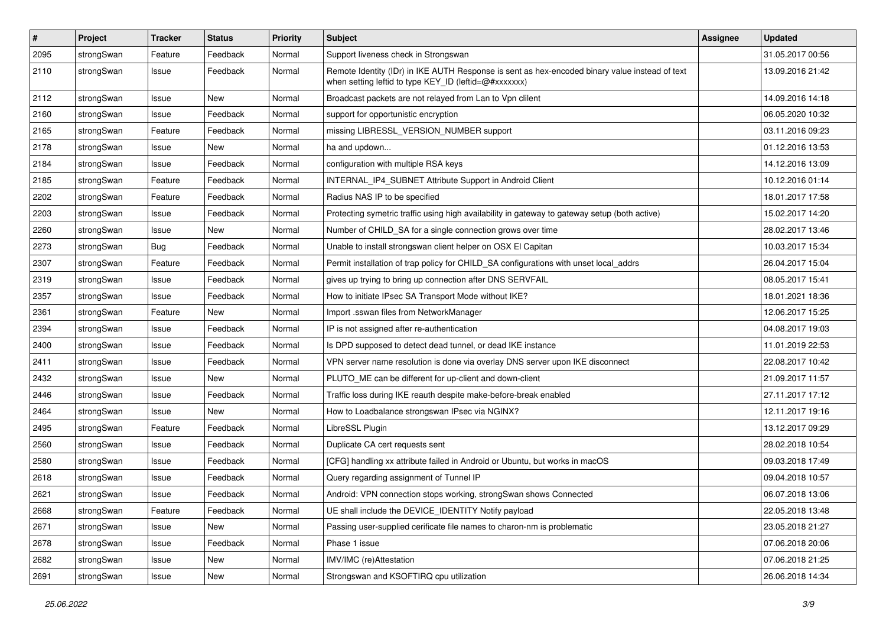| # | Project | Tracker | Status | Priority | Subject | Assignee | Updated |
|---|---|---|---|---|---|---|---|
| 2095 | strongSwan | Feature | Feedback | Normal | Support liveness check in Strongswan | | 31.05.2017 00:56 |
| 2110 | strongSwan | Issue | Feedback | Normal | Remote Identity (IDr) in IKE AUTH Response is sent as hex-encoded binary value instead of text when setting leftid to type KEY_ID (leftid=@#xxxxxxx) | | 13.09.2016 21:42 |
| 2112 | strongSwan | Issue | New | Normal | Broadcast packets are not relayed from Lan to Vpn clilent | | 14.09.2016 14:18 |
| 2160 | strongSwan | Issue | Feedback | Normal | support for opportunistic encryption | | 06.05.2020 10:32 |
| 2165 | strongSwan | Feature | Feedback | Normal | missing LIBRESSL_VERSION_NUMBER support | | 03.11.2016 09:23 |
| 2178 | strongSwan | Issue | New | Normal | ha and updown... | | 01.12.2016 13:53 |
| 2184 | strongSwan | Issue | Feedback | Normal | configuration with multiple RSA keys | | 14.12.2016 13:09 |
| 2185 | strongSwan | Feature | Feedback | Normal | INTERNAL_IP4_SUBNET Attribute Support in Android Client | | 10.12.2016 01:14 |
| 2202 | strongSwan | Feature | Feedback | Normal | Radius NAS IP to be specified | | 18.01.2017 17:58 |
| 2203 | strongSwan | Issue | Feedback | Normal | Protecting symetric traffic using high availability in gateway to gateway setup (both active) | | 15.02.2017 14:20 |
| 2260 | strongSwan | Issue | New | Normal | Number of CHILD_SA for a single connection grows over time | | 28.02.2017 13:46 |
| 2273 | strongSwan | Bug | Feedback | Normal | Unable to install strongswan client helper on OSX El Capitan | | 10.03.2017 15:34 |
| 2307 | strongSwan | Feature | Feedback | Normal | Permit installation of trap policy for CHILD_SA configurations with unset local_addrs | | 26.04.2017 15:04 |
| 2319 | strongSwan | Issue | Feedback | Normal | gives up trying to bring up connection after DNS SERVFAIL | | 08.05.2017 15:41 |
| 2357 | strongSwan | Issue | Feedback | Normal | How to initiate IPsec SA Transport Mode without IKE? | | 18.01.2021 18:36 |
| 2361 | strongSwan | Feature | New | Normal | Import .sswan files from NetworkManager | | 12.06.2017 15:25 |
| 2394 | strongSwan | Issue | Feedback | Normal | IP is not assigned after re-authentication | | 04.08.2017 19:03 |
| 2400 | strongSwan | Issue | Feedback | Normal | Is DPD supposed to detect dead tunnel, or dead IKE instance | | 11.01.2019 22:53 |
| 2411 | strongSwan | Issue | Feedback | Normal | VPN server name resolution is done via overlay DNS server upon IKE disconnect | | 22.08.2017 10:42 |
| 2432 | strongSwan | Issue | New | Normal | PLUTO_ME can be different for up-client and down-client | | 21.09.2017 11:57 |
| 2446 | strongSwan | Issue | Feedback | Normal | Traffic loss during IKE reauth despite make-before-break enabled | | 27.11.2017 17:12 |
| 2464 | strongSwan | Issue | New | Normal | How to Loadbalance strongswan IPsec via NGINX? | | 12.11.2017 19:16 |
| 2495 | strongSwan | Feature | Feedback | Normal | LibreSSL Plugin | | 13.12.2017 09:29 |
| 2560 | strongSwan | Issue | Feedback | Normal | Duplicate CA cert requests sent | | 28.02.2018 10:54 |
| 2580 | strongSwan | Issue | Feedback | Normal | [CFG] handling xx attribute failed in Android or Ubuntu, but works in macOS | | 09.03.2018 17:49 |
| 2618 | strongSwan | Issue | Feedback | Normal | Query regarding assignment of Tunnel IP | | 09.04.2018 10:57 |
| 2621 | strongSwan | Issue | Feedback | Normal | Android: VPN connection stops working, strongSwan shows Connected | | 06.07.2018 13:06 |
| 2668 | strongSwan | Feature | Feedback | Normal | UE shall include the DEVICE_IDENTITY Notify payload | | 22.05.2018 13:48 |
| 2671 | strongSwan | Issue | New | Normal | Passing user-supplied cerificate file names to charon-nm is problematic | | 23.05.2018 21:27 |
| 2678 | strongSwan | Issue | Feedback | Normal | Phase 1 issue | | 07.06.2018 20:06 |
| 2682 | strongSwan | Issue | New | Normal | IMV/IMC (re)Attestation | | 07.06.2018 21:25 |
| 2691 | strongSwan | Issue | New | Normal | Strongswan and KSOFTIRQ cpu utilization | | 26.06.2018 14:34 |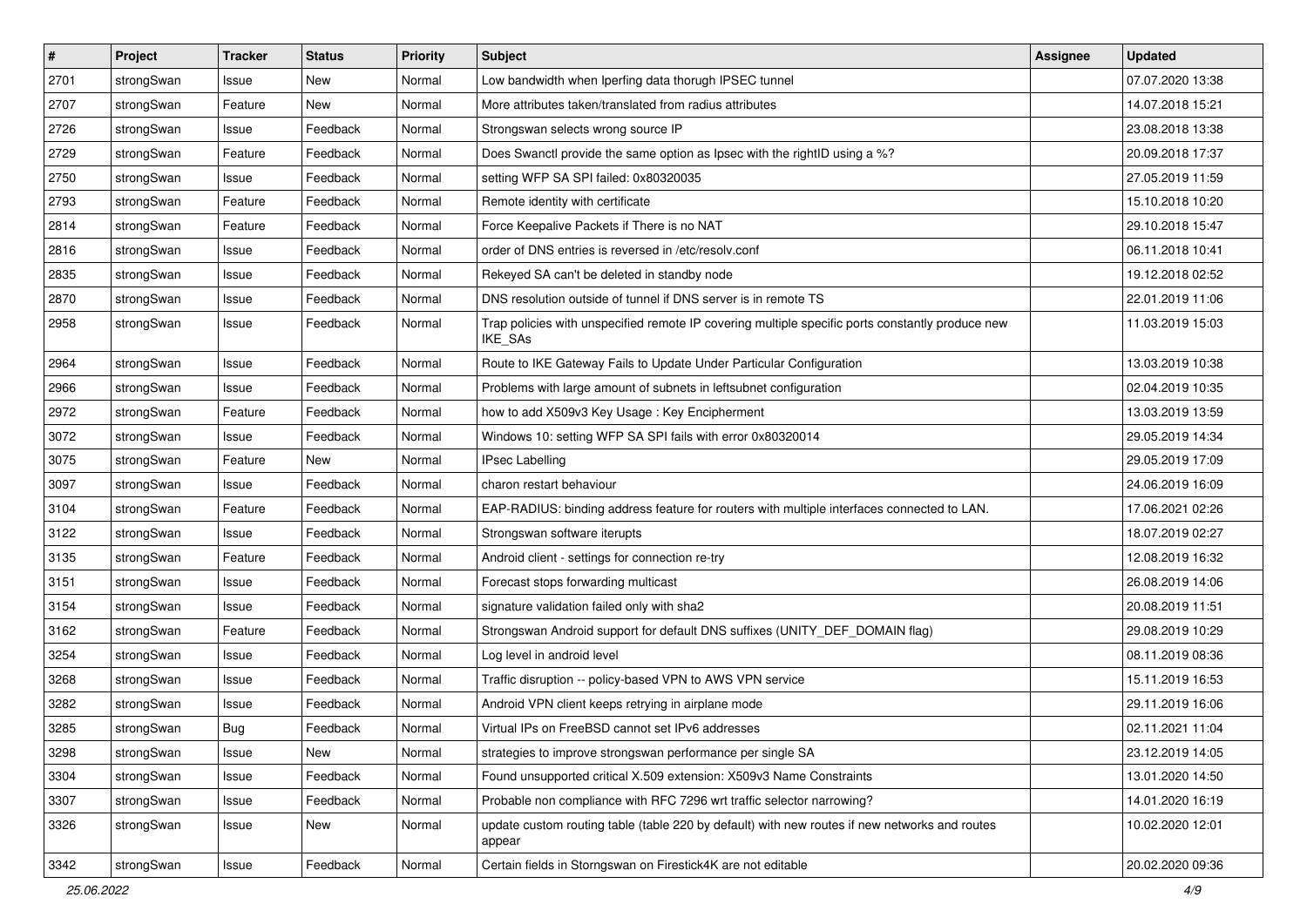| # | Project | Tracker | Status | Priority | Subject | Assignee | Updated |
|---|---|---|---|---|---|---|---|
| 2701 | strongSwan | Issue | New | Normal | Low bandwidth when Iperfing data thorugh IPSEC tunnel | | 07.07.2020 13:38 |
| 2707 | strongSwan | Feature | New | Normal | More attributes taken/translated from radius attributes | | 14.07.2018 15:21 |
| 2726 | strongSwan | Issue | Feedback | Normal | Strongswan selects wrong source IP | | 23.08.2018 13:38 |
| 2729 | strongSwan | Feature | Feedback | Normal | Does Swanctl provide the same option as Ipsec with the rightID using a %? | | 20.09.2018 17:37 |
| 2750 | strongSwan | Issue | Feedback | Normal | setting WFP SA SPI failed: 0x80320035 | | 27.05.2019 11:59 |
| 2793 | strongSwan | Feature | Feedback | Normal | Remote identity with certificate | | 15.10.2018 10:20 |
| 2814 | strongSwan | Feature | Feedback | Normal | Force Keepalive Packets if There is no NAT | | 29.10.2018 15:47 |
| 2816 | strongSwan | Issue | Feedback | Normal | order of DNS entries is reversed in /etc/resolv.conf | | 06.11.2018 10:41 |
| 2835 | strongSwan | Issue | Feedback | Normal | Rekeyed SA can't be deleted in standby node | | 19.12.2018 02:52 |
| 2870 | strongSwan | Issue | Feedback | Normal | DNS resolution outside of tunnel if DNS server is in remote TS | | 22.01.2019 11:06 |
| 2958 | strongSwan | Issue | Feedback | Normal | Trap policies with unspecified remote IP covering multiple specific ports constantly produce new IKE_SAs | | 11.03.2019 15:03 |
| 2964 | strongSwan | Issue | Feedback | Normal | Route to IKE Gateway Fails to Update Under Particular Configuration | | 13.03.2019 10:38 |
| 2966 | strongSwan | Issue | Feedback | Normal | Problems with large amount of subnets in leftsubnet configuration | | 02.04.2019 10:35 |
| 2972 | strongSwan | Feature | Feedback | Normal | how to add X509v3 Key Usage : Key Encipherment | | 13.03.2019 13:59 |
| 3072 | strongSwan | Issue | Feedback | Normal | Windows 10: setting WFP SA SPI fails with error 0x80320014 | | 29.05.2019 14:34 |
| 3075 | strongSwan | Feature | New | Normal | IPsec Labelling | | 29.05.2019 17:09 |
| 3097 | strongSwan | Issue | Feedback | Normal | charon restart behaviour | | 24.06.2019 16:09 |
| 3104 | strongSwan | Feature | Feedback | Normal | EAP-RADIUS: binding address feature for routers with multiple interfaces connected to LAN. | | 17.06.2021 02:26 |
| 3122 | strongSwan | Issue | Feedback | Normal | Strongswan software iterupts | | 18.07.2019 02:27 |
| 3135 | strongSwan | Feature | Feedback | Normal | Android client - settings for connection re-try | | 12.08.2019 16:32 |
| 3151 | strongSwan | Issue | Feedback | Normal | Forecast stops forwarding multicast | | 26.08.2019 14:06 |
| 3154 | strongSwan | Issue | Feedback | Normal | signature validation failed only with sha2 | | 20.08.2019 11:51 |
| 3162 | strongSwan | Feature | Feedback | Normal | Strongswan Android support for default DNS suffixes (UNITY_DEF_DOMAIN flag) | | 29.08.2019 10:29 |
| 3254 | strongSwan | Issue | Feedback | Normal | Log level in android level | | 08.11.2019 08:36 |
| 3268 | strongSwan | Issue | Feedback | Normal | Traffic disruption -- policy-based VPN to AWS VPN service | | 15.11.2019 16:53 |
| 3282 | strongSwan | Issue | Feedback | Normal | Android VPN client keeps retrying in airplane mode | | 29.11.2019 16:06 |
| 3285 | strongSwan | Bug | Feedback | Normal | Virtual IPs on FreeBSD cannot set IPv6 addresses | | 02.11.2021 11:04 |
| 3298 | strongSwan | Issue | New | Normal | strategies to improve strongswan performance per single SA | | 23.12.2019 14:05 |
| 3304 | strongSwan | Issue | Feedback | Normal | Found unsupported critical X.509 extension: X509v3 Name Constraints | | 13.01.2020 14:50 |
| 3307 | strongSwan | Issue | Feedback | Normal | Probable non compliance with RFC 7296 wrt traffic selector narrowing? | | 14.01.2020 16:19 |
| 3326 | strongSwan | Issue | New | Normal | update custom routing table (table 220 by default) with new routes if new networks and routes appear | | 10.02.2020 12:01 |
| 3342 | strongSwan | Issue | Feedback | Normal | Certain fields in Storngswan on Firestick4K are not editable | | 20.02.2020 09:36 |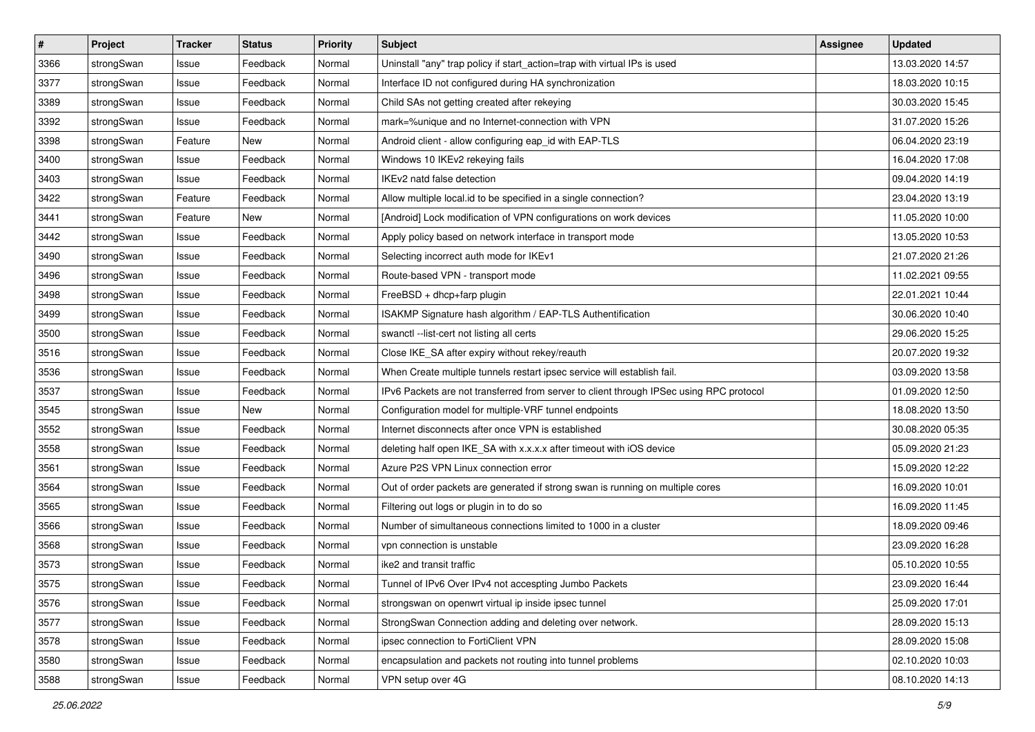| # | Project | Tracker | Status | Priority | Subject | Assignee | Updated |
|---|---|---|---|---|---|---|---|
| 3366 | strongSwan | Issue | Feedback | Normal | Uninstall "any" trap policy if start_action=trap with virtual IPs is used | | 13.03.2020 14:57 |
| 3377 | strongSwan | Issue | Feedback | Normal | Interface ID not configured during HA synchronization | | 18.03.2020 10:15 |
| 3389 | strongSwan | Issue | Feedback | Normal | Child SAs not getting created after rekeying | | 30.03.2020 15:45 |
| 3392 | strongSwan | Issue | Feedback | Normal | mark=%unique and no Internet-connection with VPN | | 31.07.2020 15:26 |
| 3398 | strongSwan | Feature | New | Normal | Android client - allow configuring eap_id with EAP-TLS | | 06.04.2020 23:19 |
| 3400 | strongSwan | Issue | Feedback | Normal | Windows 10 IKEv2 rekeying fails | | 16.04.2020 17:08 |
| 3403 | strongSwan | Issue | Feedback | Normal | IKEv2 natd false detection | | 09.04.2020 14:19 |
| 3422 | strongSwan | Feature | Feedback | Normal | Allow multiple local.id to be specified in a single connection? | | 23.04.2020 13:19 |
| 3441 | strongSwan | Feature | New | Normal | [Android] Lock modification of VPN configurations on work devices | | 11.05.2020 10:00 |
| 3442 | strongSwan | Issue | Feedback | Normal | Apply policy based on network interface in transport mode | | 13.05.2020 10:53 |
| 3490 | strongSwan | Issue | Feedback | Normal | Selecting incorrect auth mode for IKEv1 | | 21.07.2020 21:26 |
| 3496 | strongSwan | Issue | Feedback | Normal | Route-based VPN - transport mode | | 11.02.2021 09:55 |
| 3498 | strongSwan | Issue | Feedback | Normal | FreeBSD + dhcp+farp plugin | | 22.01.2021 10:44 |
| 3499 | strongSwan | Issue | Feedback | Normal | ISAKMP Signature hash algorithm / EAP-TLS Authentification | | 30.06.2020 10:40 |
| 3500 | strongSwan | Issue | Feedback | Normal | swanctl --list-cert not listing all certs | | 29.06.2020 15:25 |
| 3516 | strongSwan | Issue | Feedback | Normal | Close IKE_SA after expiry without rekey/reauth | | 20.07.2020 19:32 |
| 3536 | strongSwan | Issue | Feedback | Normal | When Create multiple tunnels restart ipsec service will establish fail. | | 03.09.2020 13:58 |
| 3537 | strongSwan | Issue | Feedback | Normal | IPv6 Packets are not transferred from server to client through IPSec using RPC protocol | | 01.09.2020 12:50 |
| 3545 | strongSwan | Issue | New | Normal | Configuration model for multiple-VRF tunnel endpoints | | 18.08.2020 13:50 |
| 3552 | strongSwan | Issue | Feedback | Normal | Internet disconnects after once VPN is established | | 30.08.2020 05:35 |
| 3558 | strongSwan | Issue | Feedback | Normal | deleting half open IKE_SA with x.x.x.x after timeout with iOS device | | 05.09.2020 21:23 |
| 3561 | strongSwan | Issue | Feedback | Normal | Azure P2S VPN Linux connection error | | 15.09.2020 12:22 |
| 3564 | strongSwan | Issue | Feedback | Normal | Out of order packets are generated if strong swan is running on multiple cores | | 16.09.2020 10:01 |
| 3565 | strongSwan | Issue | Feedback | Normal | Filtering out logs or plugin in to do so | | 16.09.2020 11:45 |
| 3566 | strongSwan | Issue | Feedback | Normal | Number of simultaneous connections limited to 1000 in a cluster | | 18.09.2020 09:46 |
| 3568 | strongSwan | Issue | Feedback | Normal | vpn connection is unstable | | 23.09.2020 16:28 |
| 3573 | strongSwan | Issue | Feedback | Normal | ike2 and transit traffic | | 05.10.2020 10:55 |
| 3575 | strongSwan | Issue | Feedback | Normal | Tunnel of IPv6 Over IPv4 not accespting Jumbo Packets | | 23.09.2020 16:44 |
| 3576 | strongSwan | Issue | Feedback | Normal | strongswan on openwrt virtual ip inside ipsec tunnel | | 25.09.2020 17:01 |
| 3577 | strongSwan | Issue | Feedback | Normal | StrongSwan Connection adding and deleting over network. | | 28.09.2020 15:13 |
| 3578 | strongSwan | Issue | Feedback | Normal | ipsec connection to FortiClient VPN | | 28.09.2020 15:08 |
| 3580 | strongSwan | Issue | Feedback | Normal | encapsulation and packets not routing into tunnel problems | | 02.10.2020 10:03 |
| 3588 | strongSwan | Issue | Feedback | Normal | VPN setup over 4G | | 08.10.2020 14:13 |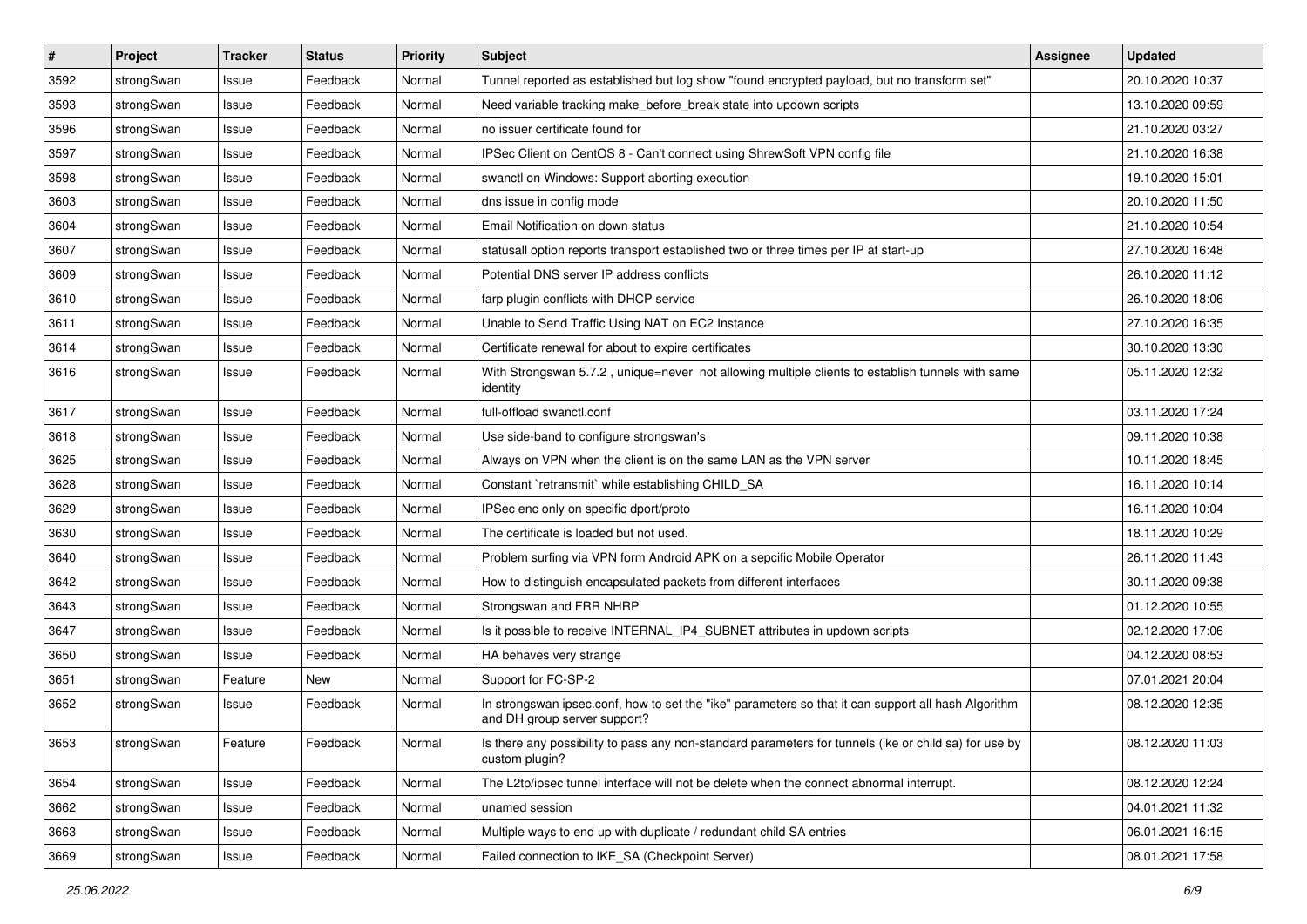| # | Project | Tracker | Status | Priority | Subject | Assignee | Updated |
|---|---|---|---|---|---|---|---|
| 3592 | strongSwan | Issue | Feedback | Normal | Tunnel reported as established but log show "found encrypted payload, but no transform set" | | 20.10.2020 10:37 |
| 3593 | strongSwan | Issue | Feedback | Normal | Need variable tracking make_before_break state into updown scripts | | 13.10.2020 09:59 |
| 3596 | strongSwan | Issue | Feedback | Normal | no issuer certificate found for | | 21.10.2020 03:27 |
| 3597 | strongSwan | Issue | Feedback | Normal | IPSec Client on CentOS 8 - Can't connect using ShrewSoft VPN config file | | 21.10.2020 16:38 |
| 3598 | strongSwan | Issue | Feedback | Normal | swanctl on Windows: Support aborting execution | | 19.10.2020 15:01 |
| 3603 | strongSwan | Issue | Feedback | Normal | dns issue in config mode | | 20.10.2020 11:50 |
| 3604 | strongSwan | Issue | Feedback | Normal | Email Notification on down status | | 21.10.2020 10:54 |
| 3607 | strongSwan | Issue | Feedback | Normal | statusall option reports transport established two or three times per IP at start-up | | 27.10.2020 16:48 |
| 3609 | strongSwan | Issue | Feedback | Normal | Potential DNS server IP address conflicts | | 26.10.2020 11:12 |
| 3610 | strongSwan | Issue | Feedback | Normal | farp plugin conflicts with DHCP service | | 26.10.2020 18:06 |
| 3611 | strongSwan | Issue | Feedback | Normal | Unable to Send Traffic Using NAT on EC2 Instance | | 27.10.2020 16:35 |
| 3614 | strongSwan | Issue | Feedback | Normal | Certificate renewal for about to expire certificates | | 30.10.2020 13:30 |
| 3616 | strongSwan | Issue | Feedback | Normal | With Strongswan 5.7.2 , unique=never not allowing multiple clients to establish tunnels with same identity | | 05.11.2020 12:32 |
| 3617 | strongSwan | Issue | Feedback | Normal | full-offload swanctl.conf | | 03.11.2020 17:24 |
| 3618 | strongSwan | Issue | Feedback | Normal | Use side-band to configure strongswan's | | 09.11.2020 10:38 |
| 3625 | strongSwan | Issue | Feedback | Normal | Always on VPN when the client is on the same LAN as the VPN server | | 10.11.2020 18:45 |
| 3628 | strongSwan | Issue | Feedback | Normal | Constant `retransmit` while establishing CHILD_SA | | 16.11.2020 10:14 |
| 3629 | strongSwan | Issue | Feedback | Normal | IPSec enc only on specific dport/proto | | 16.11.2020 10:04 |
| 3630 | strongSwan | Issue | Feedback | Normal | The certificate is loaded but not used. | | 18.11.2020 10:29 |
| 3640 | strongSwan | Issue | Feedback | Normal | Problem surfing via VPN form Android APK on a sepcific Mobile Operator | | 26.11.2020 11:43 |
| 3642 | strongSwan | Issue | Feedback | Normal | How to distinguish encapsulated packets from different interfaces | | 30.11.2020 09:38 |
| 3643 | strongSwan | Issue | Feedback | Normal | Strongswan and FRR NHRP | | 01.12.2020 10:55 |
| 3647 | strongSwan | Issue | Feedback | Normal | Is it possible to receive INTERNAL_IP4_SUBNET attributes in updown scripts | | 02.12.2020 17:06 |
| 3650 | strongSwan | Issue | Feedback | Normal | HA behaves very strange | | 04.12.2020 08:53 |
| 3651 | strongSwan | Feature | New | Normal | Support for FC-SP-2 | | 07.01.2021 20:04 |
| 3652 | strongSwan | Issue | Feedback | Normal | In strongswan ipsec.conf, how to set the "ike" parameters so that it can support all hash Algorithm and DH group server support? | | 08.12.2020 12:35 |
| 3653 | strongSwan | Feature | Feedback | Normal | Is there any possibility to pass any non-standard parameters for tunnels (ike or child sa) for use by custom plugin? | | 08.12.2020 11:03 |
| 3654 | strongSwan | Issue | Feedback | Normal | The L2tp/ipsec tunnel interface will not be delete when the connect abnormal interrupt. | | 08.12.2020 12:24 |
| 3662 | strongSwan | Issue | Feedback | Normal | unamed session | | 04.01.2021 11:32 |
| 3663 | strongSwan | Issue | Feedback | Normal | Multiple ways to end up with duplicate / redundant child SA entries | | 06.01.2021 16:15 |
| 3669 | strongSwan | Issue | Feedback | Normal | Failed connection to IKE_SA (Checkpoint Server) | | 08.01.2021 17:58 |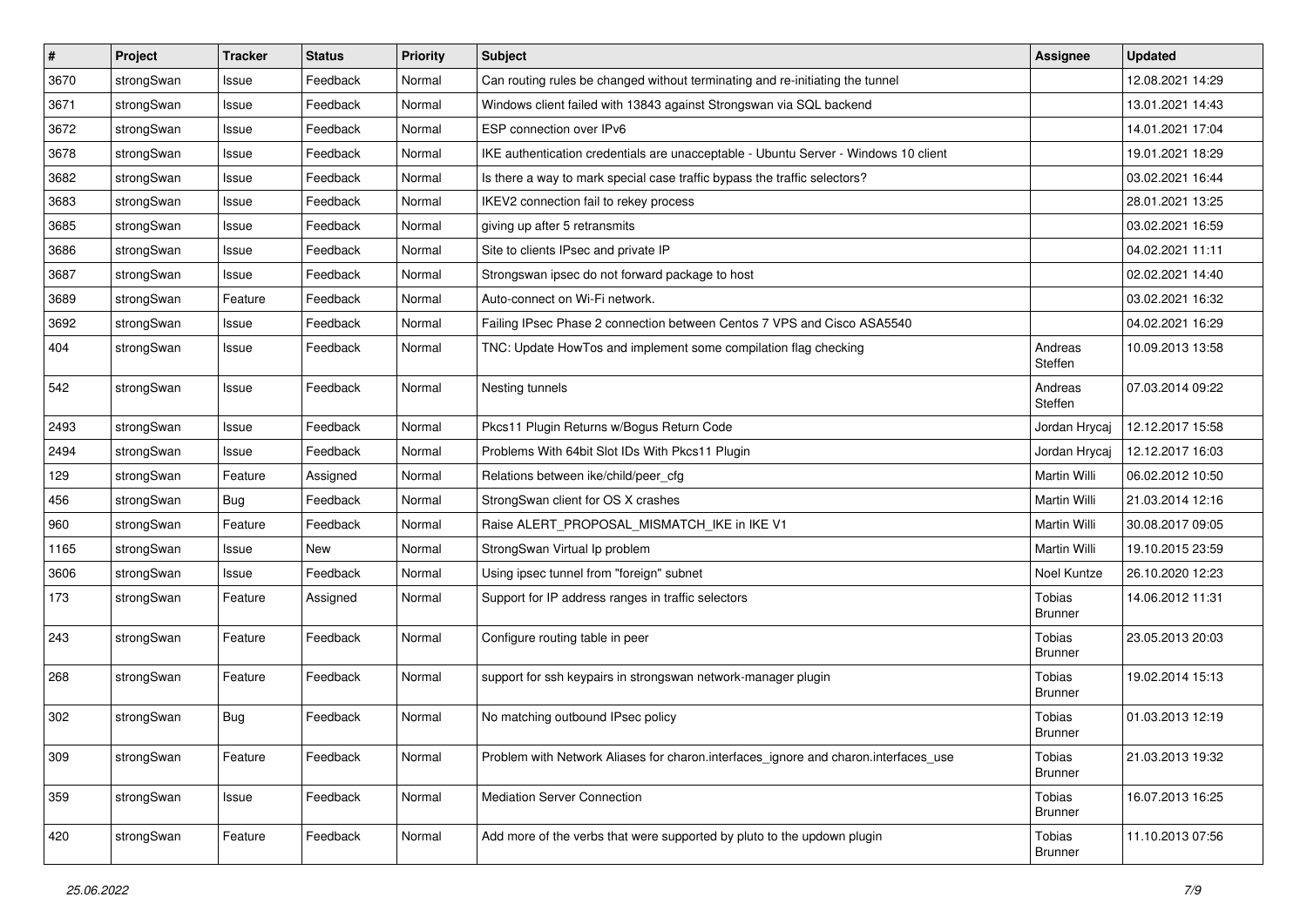| # | Project | Tracker | Status | Priority | Subject | Assignee | Updated |
|---|---|---|---|---|---|---|---|
| 3670 | strongSwan | Issue | Feedback | Normal | Can routing rules be changed without terminating and re-initiating the tunnel | | 12.08.2021 14:29 |
| 3671 | strongSwan | Issue | Feedback | Normal | Windows client failed with 13843 against Strongswan via SQL backend | | 13.01.2021 14:43 |
| 3672 | strongSwan | Issue | Feedback | Normal | ESP connection over IPv6 | | 14.01.2021 17:04 |
| 3678 | strongSwan | Issue | Feedback | Normal | IKE authentication credentials are unacceptable - Ubuntu Server - Windows 10 client | | 19.01.2021 18:29 |
| 3682 | strongSwan | Issue | Feedback | Normal | Is there a way to mark special case traffic bypass the traffic selectors? | | 03.02.2021 16:44 |
| 3683 | strongSwan | Issue | Feedback | Normal | IKEV2 connection fail to rekey process | | 28.01.2021 13:25 |
| 3685 | strongSwan | Issue | Feedback | Normal | giving up after 5 retransmits | | 03.02.2021 16:59 |
| 3686 | strongSwan | Issue | Feedback | Normal | Site to clients IPsec and private IP | | 04.02.2021 11:11 |
| 3687 | strongSwan | Issue | Feedback | Normal | Strongswan ipsec do not forward package to host | | 02.02.2021 14:40 |
| 3689 | strongSwan | Feature | Feedback | Normal | Auto-connect on Wi-Fi network. | | 03.02.2021 16:32 |
| 3692 | strongSwan | Issue | Feedback | Normal | Failing IPsec Phase 2 connection between Centos 7 VPS and Cisco ASA5540 | | 04.02.2021 16:29 |
| 404 | strongSwan | Issue | Feedback | Normal | TNC: Update HowTos and implement some compilation flag checking | Andreas Steffen | 10.09.2013 13:58 |
| 542 | strongSwan | Issue | Feedback | Normal | Nesting tunnels | Andreas Steffen | 07.03.2014 09:22 |
| 2493 | strongSwan | Issue | Feedback | Normal | Pkcs11 Plugin Returns w/Bogus Return Code | Jordan Hrycaj | 12.12.2017 15:58 |
| 2494 | strongSwan | Issue | Feedback | Normal | Problems With 64bit Slot IDs With Pkcs11 Plugin | Jordan Hrycaj | 12.12.2017 16:03 |
| 129 | strongSwan | Feature | Assigned | Normal | Relations between ike/child/peer_cfg | Martin Willi | 06.02.2012 10:50 |
| 456 | strongSwan | Bug | Feedback | Normal | StrongSwan client for OS X crashes | Martin Willi | 21.03.2014 12:16 |
| 960 | strongSwan | Feature | Feedback | Normal | Raise ALERT_PROPOSAL_MISMATCH_IKE in IKE V1 | Martin Willi | 30.08.2017 09:05 |
| 1165 | strongSwan | Issue | New | Normal | StrongSwan Virtual Ip problem | Martin Willi | 19.10.2015 23:59 |
| 3606 | strongSwan | Issue | Feedback | Normal | Using ipsec tunnel from "foreign" subnet | Noel Kuntze | 26.10.2020 12:23 |
| 173 | strongSwan | Feature | Assigned | Normal | Support for IP address ranges in traffic selectors | Tobias Brunner | 14.06.2012 11:31 |
| 243 | strongSwan | Feature | Feedback | Normal | Configure routing table in peer | Tobias Brunner | 23.05.2013 20:03 |
| 268 | strongSwan | Feature | Feedback | Normal | support for ssh keypairs in strongswan network-manager plugin | Tobias Brunner | 19.02.2014 15:13 |
| 302 | strongSwan | Bug | Feedback | Normal | No matching outbound IPsec policy | Tobias Brunner | 01.03.2013 12:19 |
| 309 | strongSwan | Feature | Feedback | Normal | Problem with Network Aliases for charon.interfaces_ignore and charon.interfaces_use | Tobias Brunner | 21.03.2013 19:32 |
| 359 | strongSwan | Issue | Feedback | Normal | Mediation Server Connection | Tobias Brunner | 16.07.2013 16:25 |
| 420 | strongSwan | Feature | Feedback | Normal | Add more of the verbs that were supported by pluto to the updown plugin | Tobias Brunner | 11.10.2013 07:56 |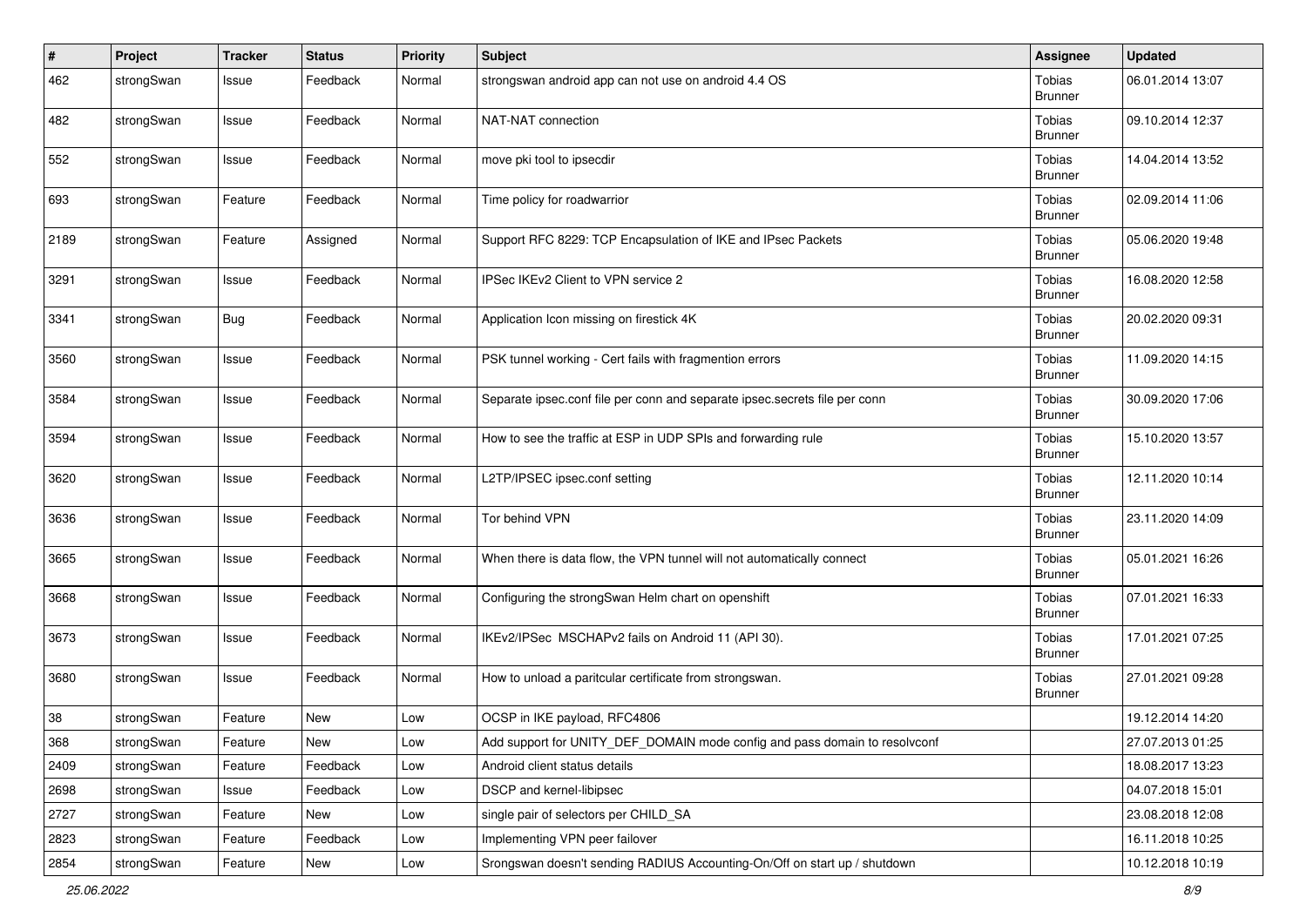| # | Project | Tracker | Status | Priority | Subject | Assignee | Updated |
|---|---|---|---|---|---|---|---|
| 462 | strongSwan | Issue | Feedback | Normal | strongswan android app can not use on android 4.4 OS | Tobias Brunner | 06.01.2014 13:07 |
| 482 | strongSwan | Issue | Feedback | Normal | NAT-NAT connection | Tobias Brunner | 09.10.2014 12:37 |
| 552 | strongSwan | Issue | Feedback | Normal | move pki tool to ipsecdir | Tobias Brunner | 14.04.2014 13:52 |
| 693 | strongSwan | Feature | Feedback | Normal | Time policy for roadwarrior | Tobias Brunner | 02.09.2014 11:06 |
| 2189 | strongSwan | Feature | Assigned | Normal | Support RFC 8229: TCP Encapsulation of IKE and IPsec Packets | Tobias Brunner | 05.06.2020 19:48 |
| 3291 | strongSwan | Issue | Feedback | Normal | IPSec IKEv2 Client to VPN service 2 | Tobias Brunner | 16.08.2020 12:58 |
| 3341 | strongSwan | Bug | Feedback | Normal | Application Icon missing on firestick 4K | Tobias Brunner | 20.02.2020 09:31 |
| 3560 | strongSwan | Issue | Feedback | Normal | PSK tunnel working - Cert fails with fragmention errors | Tobias Brunner | 11.09.2020 14:15 |
| 3584 | strongSwan | Issue | Feedback | Normal | Separate ipsec.conf file per conn and separate ipsec.secrets file per conn | Tobias Brunner | 30.09.2020 17:06 |
| 3594 | strongSwan | Issue | Feedback | Normal | How to see the traffic at ESP in UDP SPIs and forwarding rule | Tobias Brunner | 15.10.2020 13:57 |
| 3620 | strongSwan | Issue | Feedback | Normal | L2TP/IPSEC ipsec.conf setting | Tobias Brunner | 12.11.2020 10:14 |
| 3636 | strongSwan | Issue | Feedback | Normal | Tor behind VPN | Tobias Brunner | 23.11.2020 14:09 |
| 3665 | strongSwan | Issue | Feedback | Normal | When there is data flow, the VPN tunnel will not automatically connect | Tobias Brunner | 05.01.2021 16:26 |
| 3668 | strongSwan | Issue | Feedback | Normal | Configuring the strongSwan Helm chart on openshift | Tobias Brunner | 07.01.2021 16:33 |
| 3673 | strongSwan | Issue | Feedback | Normal | IKEv2/IPSec MSCHAPv2 fails on Android 11 (API 30). | Tobias Brunner | 17.01.2021 07:25 |
| 3680 | strongSwan | Issue | Feedback | Normal | How to unload a paritcular certificate from strongswan. | Tobias Brunner | 27.01.2021 09:28 |
| 38 | strongSwan | Feature | New | Low | OCSP in IKE payload, RFC4806 | | 19.12.2014 14:20 |
| 368 | strongSwan | Feature | New | Low | Add support for UNITY_DEF_DOMAIN mode config and pass domain to resolvconf | | 27.07.2013 01:25 |
| 2409 | strongSwan | Feature | Feedback | Low | Android client status details | | 18.08.2017 13:23 |
| 2698 | strongSwan | Issue | Feedback | Low | DSCP and kernel-libipsec | | 04.07.2018 15:01 |
| 2727 | strongSwan | Feature | New | Low | single pair of selectors per CHILD_SA | | 23.08.2018 12:08 |
| 2823 | strongSwan | Feature | Feedback | Low | Implementing VPN peer failover | | 16.11.2018 10:25 |
| 2854 | strongSwan | Feature | New | Low | Srongswan doesn't sending RADIUS Accounting-On/Off on start up / shutdown | | 10.12.2018 10:19 |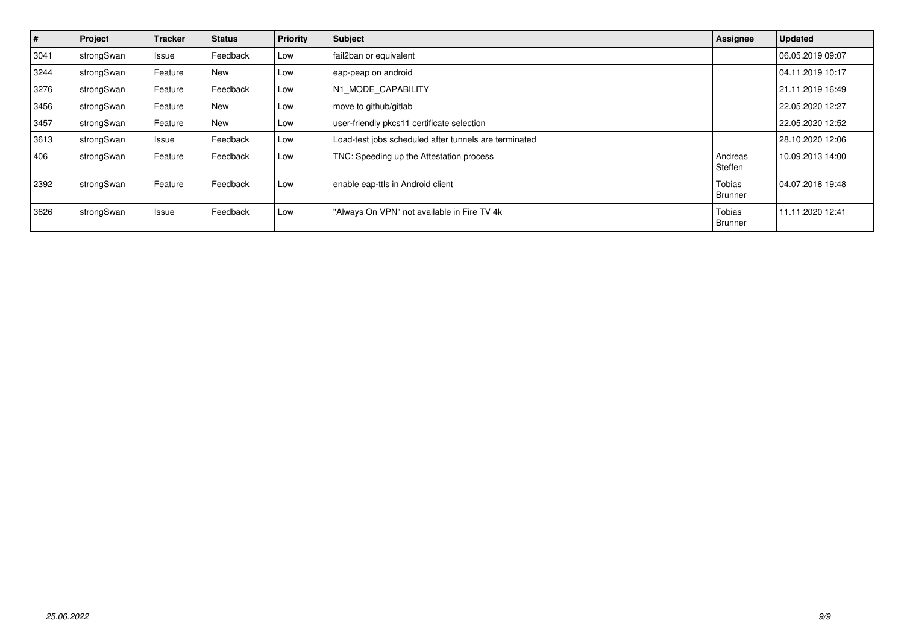| # | Project | Tracker | Status | Priority | Subject | Assignee | Updated |
|---|---|---|---|---|---|---|---|
| 3041 | strongSwan | Issue | Feedback | Low | fail2ban or equivalent | | 06.05.2019 09:07 |
| 3244 | strongSwan | Feature | New | Low | eap-peap on android | | 04.11.2019 10:17 |
| 3276 | strongSwan | Feature | Feedback | Low | N1_MODE_CAPABILITY | | 21.11.2019 16:49 |
| 3456 | strongSwan | Feature | New | Low | move to github/gitlab | | 22.05.2020 12:27 |
| 3457 | strongSwan | Feature | New | Low | user-friendly pkcs11 certificate selection | | 22.05.2020 12:52 |
| 3613 | strongSwan | Issue | Feedback | Low | Load-test jobs scheduled after tunnels are terminated | | 28.10.2020 12:06 |
| 406 | strongSwan | Feature | Feedback | Low | TNC: Speeding up the Attestation process | Andreas Steffen | 10.09.2013 14:00 |
| 2392 | strongSwan | Feature | Feedback | Low | enable eap-ttls in Android client | Tobias Brunner | 04.07.2018 19:48 |
| 3626 | strongSwan | Issue | Feedback | Low | "Always On VPN" not available in Fire TV 4k | Tobias Brunner | 11.11.2020 12:41 |

*25.06.2022*